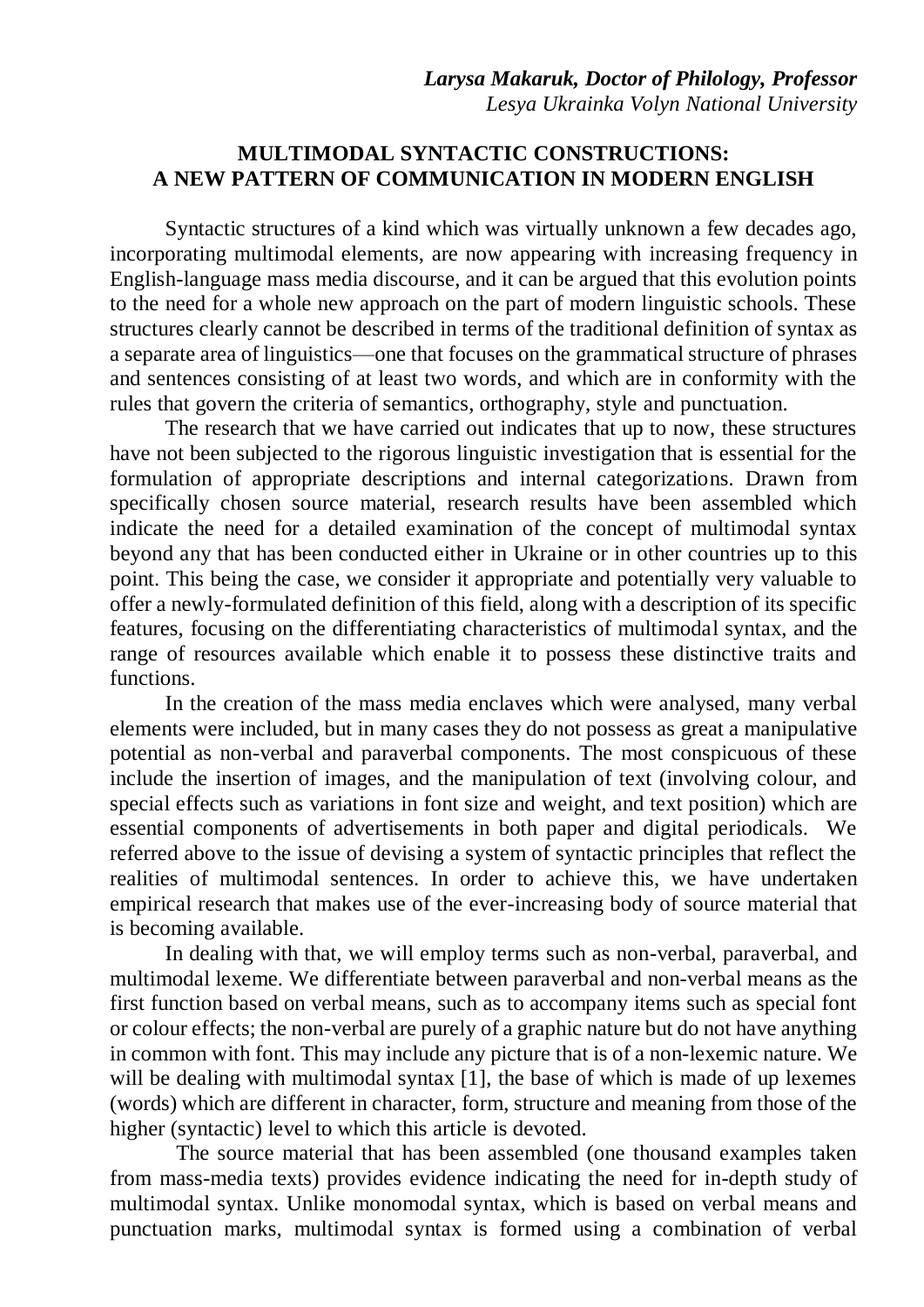***Larysa Makaruk, Doctor of Philology, Professor***
*Lesya Ukrainka Volyn National University*

# MULTIMODAL SYNTACTIC CONSTRUCTIONS: A NEW PATTERN OF COMMUNICATION IN MODERN ENGLISH

Syntactic structures of a kind which was virtually unknown a few decades ago, incorporating multimodal elements, are now appearing with increasing frequency in English-language mass media discourse, and it can be argued that this evolution points to the need for a whole new approach on the part of modern linguistic schools. These structures clearly cannot be described in terms of the traditional definition of syntax as a separate area of linguistics—one that focuses on the grammatical structure of phrases and sentences consisting of at least two words, and which are in conformity with the rules that govern the criteria of semantics, orthography, style and punctuation.

The research that we have carried out indicates that up to now, these structures have not been subjected to the rigorous linguistic investigation that is essential for the formulation of appropriate descriptions and internal categorizations. Drawn from specifically chosen source material, research results have been assembled which indicate the need for a detailed examination of the concept of multimodal syntax beyond any that has been conducted either in Ukraine or in other countries up to this point. This being the case, we consider it appropriate and potentially very valuable to offer a newly-formulated definition of this field, along with a description of its specific features, focusing on the differentiating characteristics of multimodal syntax, and the range of resources available which enable it to possess these distinctive traits and functions.

In the creation of the mass media enclaves which were analysed, many verbal elements were included, but in many cases they do not possess as great a manipulative potential as non-verbal and paraverbal components. The most conspicuous of these include the insertion of images, and the manipulation of text (involving colour, and special effects such as variations in font size and weight, and text position) which are essential components of advertisements in both paper and digital periodicals. We referred above to the issue of devising a system of syntactic principles that reflect the realities of multimodal sentences. In order to achieve this, we have undertaken empirical research that makes use of the ever-increasing body of source material that is becoming available.

In dealing with that, we will employ terms such as non-verbal, paraverbal, and multimodal lexeme. We differentiate between paraverbal and non-verbal means as the first function based on verbal means, such as to accompany items such as special font or colour effects; the non-verbal are purely of a graphic nature but do not have anything in common with font. This may include any picture that is of a non-lexemic nature. We will be dealing with multimodal syntax [1], the base of which is made of up lexemes (words) which are different in character, form, structure and meaning from those of the higher (syntactic) level to which this article is devoted.

The source material that has been assembled (one thousand examples taken from mass-media texts) provides evidence indicating the need for in-depth study of multimodal syntax. Unlike monomodal syntax, which is based on verbal means and punctuation marks, multimodal syntax is formed using a combination of verbal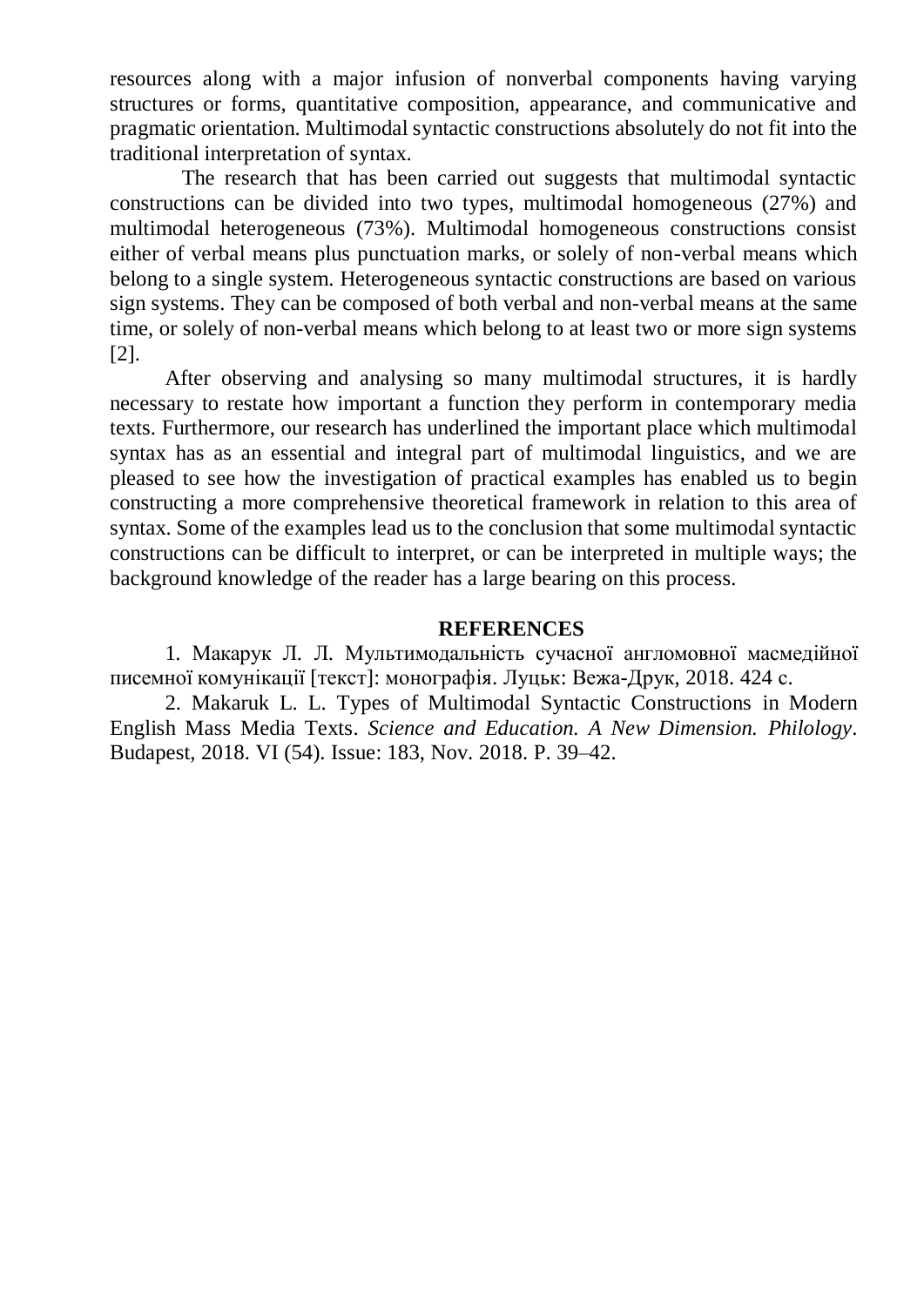resources along with a major infusion of nonverbal components having varying structures or forms, quantitative composition, appearance, and communicative and pragmatic orientation. Multimodal syntactic constructions absolutely do not fit into the traditional interpretation of syntax.

The research that has been carried out suggests that multimodal syntactic constructions can be divided into two types, multimodal homogeneous (27%) and multimodal heterogeneous (73%). Multimodal homogeneous constructions consist either of verbal means plus punctuation marks, or solely of non-verbal means which belong to a single system. Heterogeneous syntactic constructions are based on various sign systems. They can be composed of both verbal and non-verbal means at the same time, or solely of non-verbal means which belong to at least two or more sign systems [2].

After observing and analysing so many multimodal structures, it is hardly necessary to restate how important a function they perform in contemporary media texts. Furthermore, our research has underlined the important place which multimodal syntax has as an essential and integral part of multimodal linguistics, and we are pleased to see how the investigation of practical examples has enabled us to begin constructing a more comprehensive theoretical framework in relation to this area of syntax. Some of the examples lead us to the conclusion that some multimodal syntactic constructions can be difficult to interpret, or can be interpreted in multiple ways; the background knowledge of the reader has a large bearing on this process.

## REFERENCES

1. Макарук Л. Л. Мультимодальність сучасної англомовної масмедійної писемної комунікації [текст]: монографія. Луцьк: Вежа-Друк, 2018. 424 с.

2. Makaruk L. L. Types of Multimodal Syntactic Constructions in Modern English Mass Media Texts. *Science and Education. A New Dimension. Philology*. Budapest, 2018. VI (54). Issue: 183, Nov. 2018. P. 39–42.